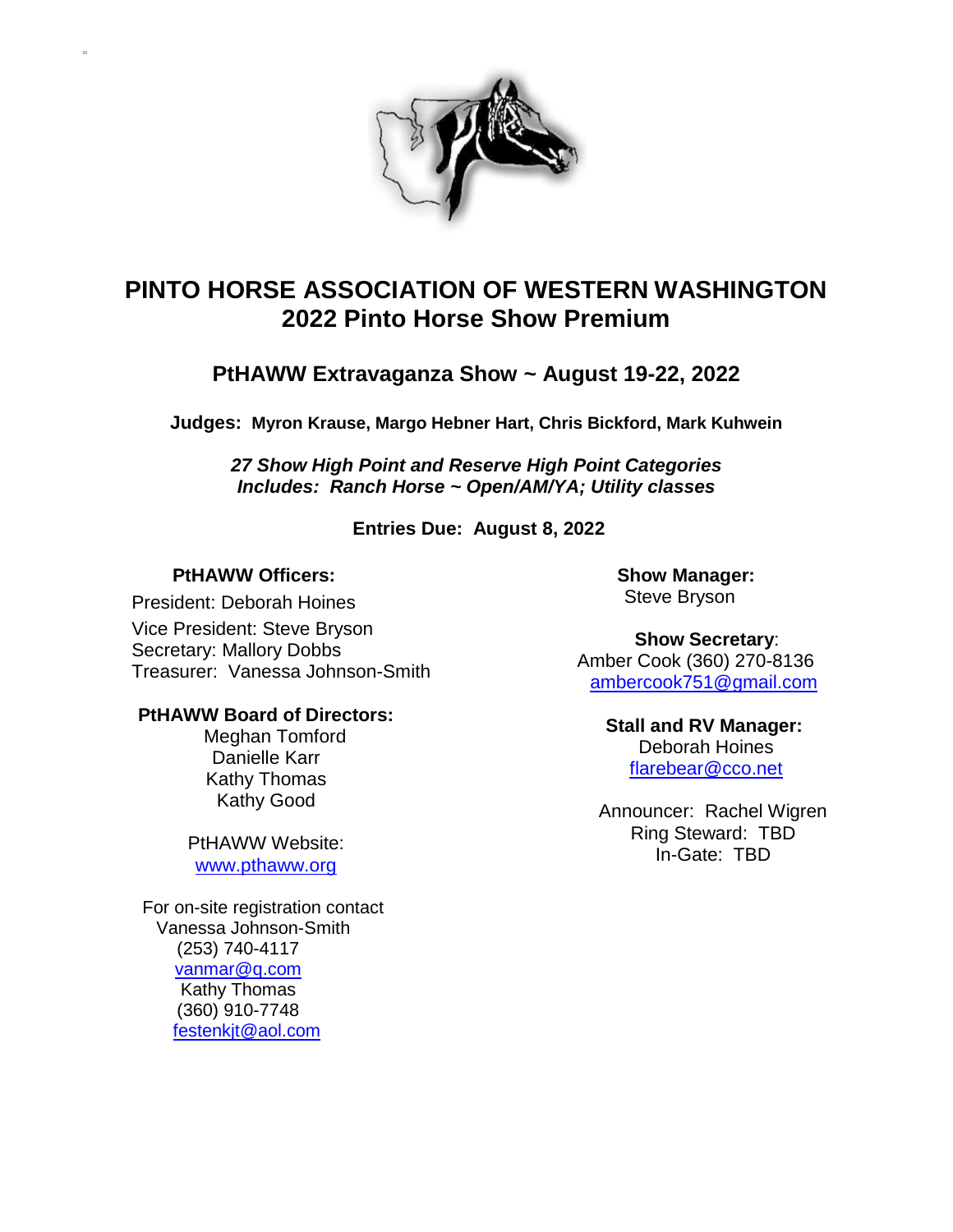# PINTO HORSE ASSOCIATION OF WESTERN WASHINGTON
# 2022 Pinto Horse Show Premium

## PtHAWW Extravaganza Show ~ August 19-22, 2022

**Judges: Myron Krause, Margo Hebner Hart, Chris Bickford, Mark Kuhwein**

***27 Show High Point and Reserve High Point Categories***
***Includes: Ranch Horse ~ Open/AM/YA; Utility classes***

**Entries Due: August 8, 2022**

**PtHAWW Officers:**

President: Deborah Hoines
Vice President: Steve Bryson
Secretary: Mallory Dobbs
Treasurer: Vanessa Johnson-Smith

**PtHAWW Board of Directors:**

Meghan Tomford
Danielle Karr
Kathy Thomas
Kathy Good

PtHAWW Website:
www.pthaww.org

For on-site registration contact
Vanessa Johnson-Smith
(253) 740-4117
vanmar@q.com
Kathy Thomas
(360) 910-7748
festenkjt@aol.com

**Show Manager:**
Steve Bryson

**Show Secretary**:
Amber Cook (360) 270-8136
ambercook751@gmail.com

**Stall and RV Manager:**
Deborah Hoines
flarebear@cco.net

Announcer: Rachel Wigren
Ring Steward: TBD
In-Gate: TBD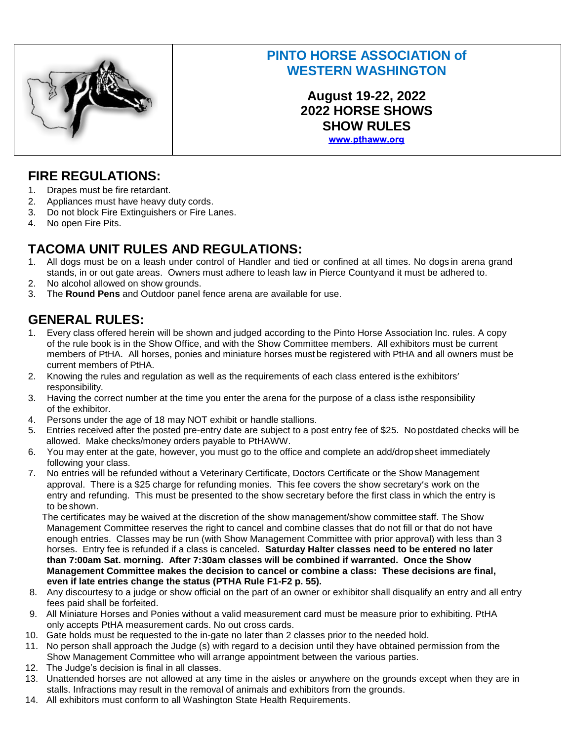**PINTO HORSE ASSOCIATION of WESTERN WASHINGTON**

**August 19-22, 2022**
**2022 HORSE SHOWS**
**SHOW RULES**
www.pthaww.org

## FIRE REGULATIONS:

1. Drapes must be fire retardant.
2. Appliances must have heavy duty cords.
3. Do not block Fire Extinguishers or Fire Lanes.
4. No open Fire Pits.

## TACOMA UNIT RULES AND REGULATIONS:

1. All dogs must be on a leash under control of Handler and tied or confined at all times. No dogs in arena grand stands, in or out gate areas. Owners must adhere to leash law in Pierce County and it must be adhered to.
2. No alcohol allowed on show grounds.
3. The **Round Pens** and Outdoor panel fence arena are available for use.

## GENERAL RULES:

1. Every class offered herein will be shown and judged according to the Pinto Horse Association Inc. rules. A copy of the rule book is in the Show Office, and with the Show Committee members. All exhibitors must be current members of PtHA. All horses, ponies and miniature horses must be registered with PtHA and all owners must be current members of PtHA.
2. Knowing the rules and regulation as well as the requirements of each class entered is the exhibitors' responsibility.
3. Having the correct number at the time you enter the arena for the purpose of a class is the responsibility of the exhibitor.
4. Persons under the age of 18 may NOT exhibit or handle stallions.
5. Entries received after the posted pre-entry date are subject to a post entry fee of $25. No postdated checks will be allowed. Make checks/money orders payable to PtHAWW.
6. You may enter at the gate, however, you must go to the office and complete an add/drop sheet immediately following your class.
7. No entries will be refunded without a Veterinary Certificate, Doctors Certificate or the Show Management approval. There is a $25 charge for refunding monies. This fee covers the show secretary's work on the entry and refunding. This must be presented to the show secretary before the first class in which the entry is to be shown.

   The certificates may be waived at the discretion of the show management/show committee staff. The Show Management Committee reserves the right to cancel and combine classes that do not fill or that do not have enough entries. Classes may be run (with Show Management Committee with prior approval) with less than 3 horses. Entry fee is refunded if a class is canceled. **Saturday Halter classes need to be entered no later than 7:00am Sat. morning. After 7:30am classes will be combined if warranted. Once the Show Management Committee makes the decision to cancel or combine a class: These decisions are final, even if late entries change the status (PTHA Rule F1-F2 p. 55).**
8. Any discourtesy to a judge or show official on the part of an owner or exhibitor shall disqualify an entry and all entry fees paid shall be forfeited.
9. All Miniature Horses and Ponies without a valid measurement card must be measure prior to exhibiting. PtHA only accepts PtHA measurement cards. No out cross cards.
10. Gate holds must be requested to the in-gate no later than 2 classes prior to the needed hold.
11. No person shall approach the Judge (s) with regard to a decision until they have obtained permission from the Show Management Committee who will arrange appointment between the various parties.
12. The Judge's decision is final in all classes.
13. Unattended horses are not allowed at any time in the aisles or anywhere on the grounds except when they are in stalls. Infractions may result in the removal of animals and exhibitors from the grounds.
14. All exhibitors must conform to all Washington State Health Requirements.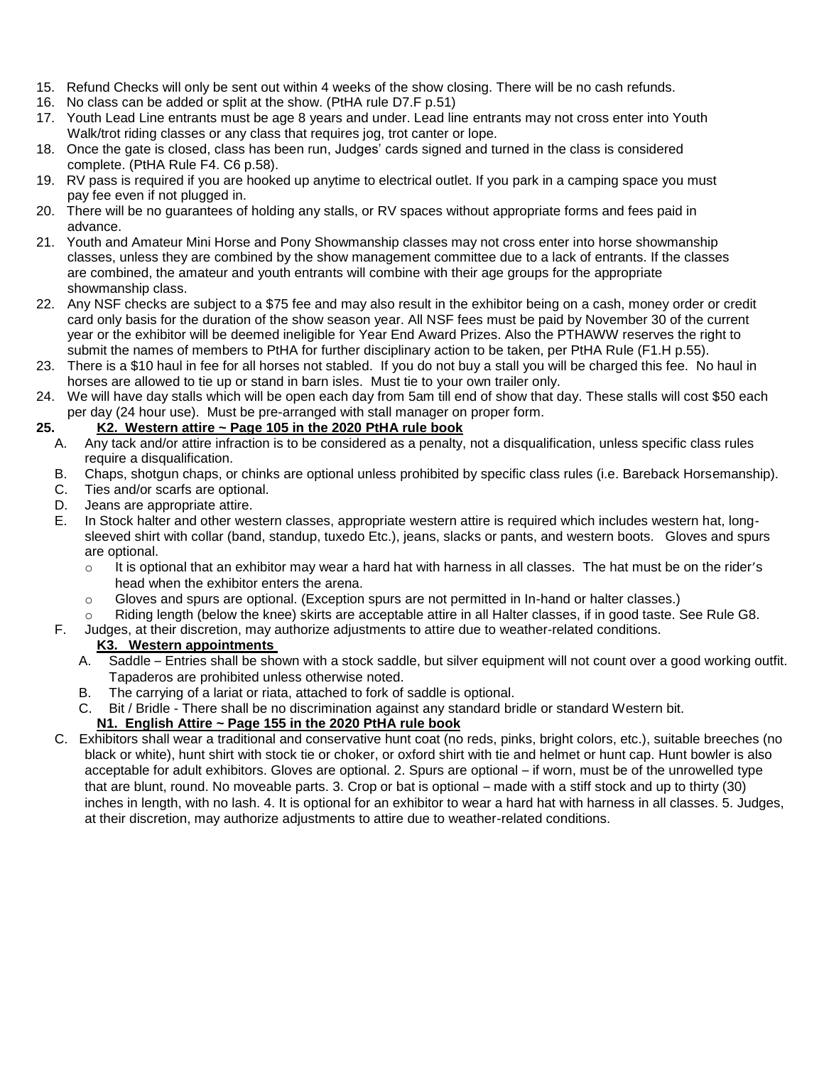15. Refund Checks will only be sent out within 4 weeks of the show closing. There will be no cash refunds.
16. No class can be added or split at the show. (PtHA rule D7.F p.51)
17. Youth Lead Line entrants must be age 8 years and under. Lead line entrants may not cross enter into Youth Walk/trot riding classes or any class that requires jog, trot canter or lope.
18. Once the gate is closed, class has been run, Judges' cards signed and turned in the class is considered complete. (PtHA Rule F4. C6 p.58).
19. RV pass is required if you are hooked up anytime to electrical outlet. If you park in a camping space you must pay fee even if not plugged in.
20. There will be no guarantees of holding any stalls, or RV spaces without appropriate forms and fees paid in advance.
21. Youth and Amateur Mini Horse and Pony Showmanship classes may not cross enter into horse showmanship classes, unless they are combined by the show management committee due to a lack of entrants. If the classes are combined, the amateur and youth entrants will combine with their age groups for the appropriate showmanship class.
22. Any NSF checks are subject to a $75 fee and may also result in the exhibitor being on a cash, money order or credit card only basis for the duration of the show season year. All NSF fees must be paid by November 30 of the current year or the exhibitor will be deemed ineligible for Year End Award Prizes. Also the PTHAWW reserves the right to submit the names of members to PtHA for further disciplinary action to be taken, per PtHA Rule (F1.H p.55).
23. There is a $10 haul in fee for all horses not stabled. If you do not buy a stall you will be charged this fee. No haul in horses are allowed to tie up or stand in barn isles. Must tie to your own trailer only.
24. We will have day stalls which will be open each day from 5am till end of show that day. These stalls will cost $50 each per day (24 hour use). Must be pre-arranged with stall manager on proper form.

**25. <u>K2. Western attire ~ Page 105 in the 2020 PtHA rule book</u>**

A. Any tack and/or attire infraction is to be considered as a penalty, not a disqualification, unless specific class rules require a disqualification.
B. Chaps, shotgun chaps, or chinks are optional unless prohibited by specific class rules (i.e. Bareback Horsemanship).
C. Ties and/or scarfs are optional.
D. Jeans are appropriate attire.
E. In Stock halter and other western classes, appropriate western attire is required which includes western hat, long-sleeved shirt with collar (band, standup, tuxedo Etc.), jeans, slacks or pants, and western boots. Gloves and spurs are optional.
   - It is optional that an exhibitor may wear a hard hat with harness in all classes. The hat must be on the rider's head when the exhibitor enters the arena.
   - Gloves and spurs are optional. (Exception spurs are not permitted in In-hand or halter classes.)
   - Riding length (below the knee) skirts are acceptable attire in all Halter classes, if in good taste. See Rule G8.
F. Judges, at their discretion, may authorize adjustments to attire due to weather-related conditions.

**<u>K3. Western appointments</u>**

A. Saddle – Entries shall be shown with a stock saddle, but silver equipment will not count over a good working outfit. Tapaderos are prohibited unless otherwise noted.
B. The carrying of a lariat or riata, attached to fork of saddle is optional.
C. Bit / Bridle - There shall be no discrimination against any standard bridle or standard Western bit.

**<u>N1. English Attire ~ Page 155 in the 2020 PtHA rule book</u>**

C. Exhibitors shall wear a traditional and conservative hunt coat (no reds, pinks, bright colors, etc.), suitable breeches (no black or white), hunt shirt with stock tie or choker, or oxford shirt with tie and helmet or hunt cap. Hunt bowler is also acceptable for adult exhibitors. Gloves are optional. 2. Spurs are optional – if worn, must be of the unrowelled type that are blunt, round. No moveable parts. 3. Crop or bat is optional – made with a stiff stock and up to thirty (30) inches in length, with no lash. 4. It is optional for an exhibitor to wear a hard hat with harness in all classes. 5. Judges, at their discretion, may authorize adjustments to attire due to weather-related conditions.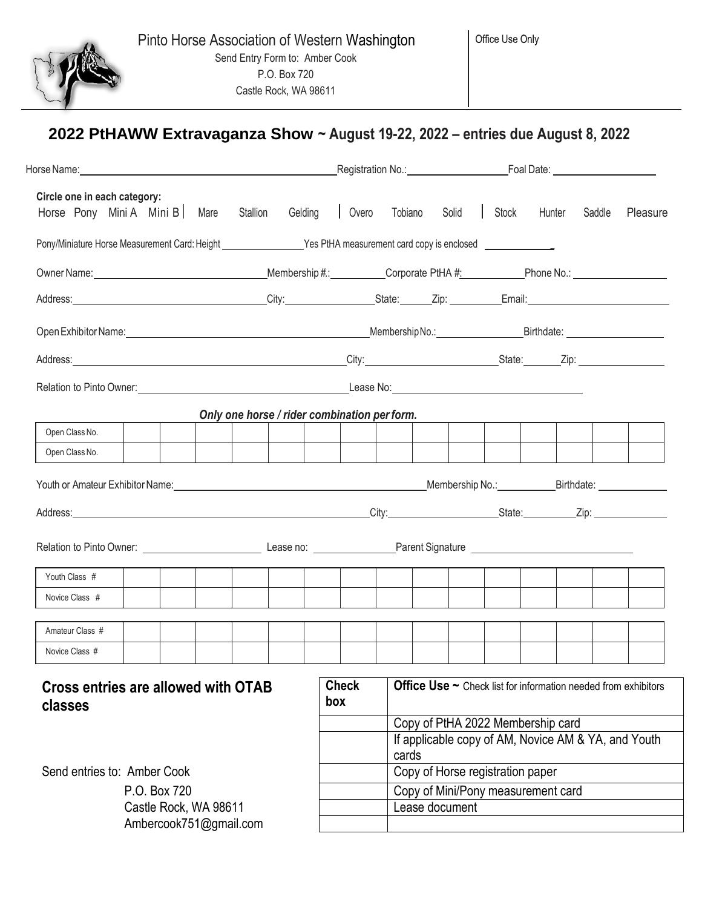Pinto Horse Association of Western Washington

Send Entry Form to: Amber Cook
P.O. Box 720
Castle Rock, WA 98611

Office Use Only

## 2022 PtHAWW Extravaganza Show ~ August 19-22, 2022 – entries due August 8, 2022

Horse Name: ______________________ Registration No.: ______________ Foal Date: ______________

**Circle one in each category:**
Horse Pony Mini A Mini B | Mare Stallion Gelding | Overo Tobiano Solid | Stock Hunter Saddle Pleasure

Pony/Miniature Horse Measurement Card: Height ____________ Yes PtHA measurement card copy is enclosed __________

Owner Name: ______________ Membership #.: ________ Corporate PtHA #: ________ Phone No.: ______________

Address: ______________ City: ____________ State: ______ Zip: ________ Email: ______________

Open Exhibitor Name: ______________________ Membership No.: ______________ Birthdate: ______________

Address: ______________________ City: ______________ State: ______ Zip: ______________

Relation to Pinto Owner: ______________________ Lease No: ______________________

***Only one horse / rider combination per form.***

| Open Class No. | | | | | | | | | | | | | | | |
|---|---|---|---|---|---|---|---|---|---|---|---|---|---|---|---|
| Open Class No. | | | | | | | | | | | | | | | |

Youth or Amateur Exhibitor Name: ______________________ Membership No.: ________ Birthdate: ________

Address: ______________________ City: ______________ State: ________ Zip: ____________

Relation to Pinto Owner: ______________ Lease no: ____________ Parent Signature ______________________

| Youth Class # | | | | | | | | | | | | | | | |
|---|---|---|---|---|---|---|---|---|---|---|---|---|---|---|---|
| Novice Class # | | | | | | | | | | | | | | | |

| Amateur Class # | | | | | | | | | | | | | | | |
|---|---|---|---|---|---|---|---|---|---|---|---|---|---|---|---|
| Novice Class # | | | | | | | | | | | | | | | |

**Cross entries are allowed with OTAB classes**

Send entries to: Amber Cook
P.O. Box 720
Castle Rock, WA 98611
Ambercook751@gmail.com

| Check box | **Office Use ~** Check list for information needed from exhibitors |
|---|---|
| | Copy of PtHA 2022 Membership card |
| | If applicable copy of AM, Novice AM & YA, and Youth cards |
| | Copy of Horse registration paper |
| | Copy of Mini/Pony measurement card |
| | Lease document |
| | |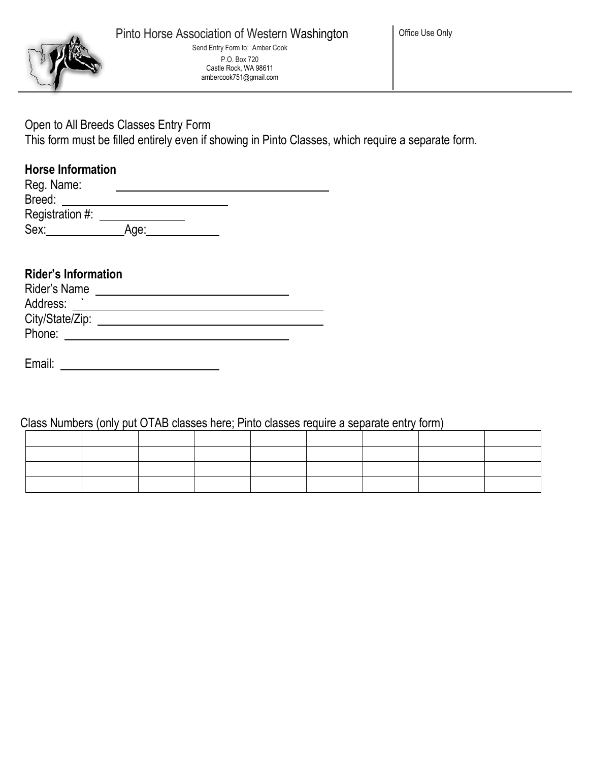# Pinto Horse Association of Western Washington

Send Entry Form to: Amber Cook
P.O. Box 720
Castle Rock, WA 98611
ambercook751@gmail.com

Office Use Only

Open to All Breeds Classes Entry Form
This form must be filled entirely even if showing in Pinto Classes, which require a separate form.

**Horse Information**

Reg. Name: ______________________________
Breed: ______________________________
Registration #: ______________
Sex: ____________ Age: ____________

**Rider's Information**

Rider's Name ______________________________
Address: ` ______________________________
City/State/Zip: ______________________________
Phone: ______________________________

Email: ______________________________

Class Numbers (only put OTAB classes here; Pinto classes require a separate entry form)

| | | | | | | | | |
|---|---|---|---|---|---|---|---|---|
| | | | | | | | | |
| | | | | | | | | |
| | | | | | | | | |
| | | | | | | | | |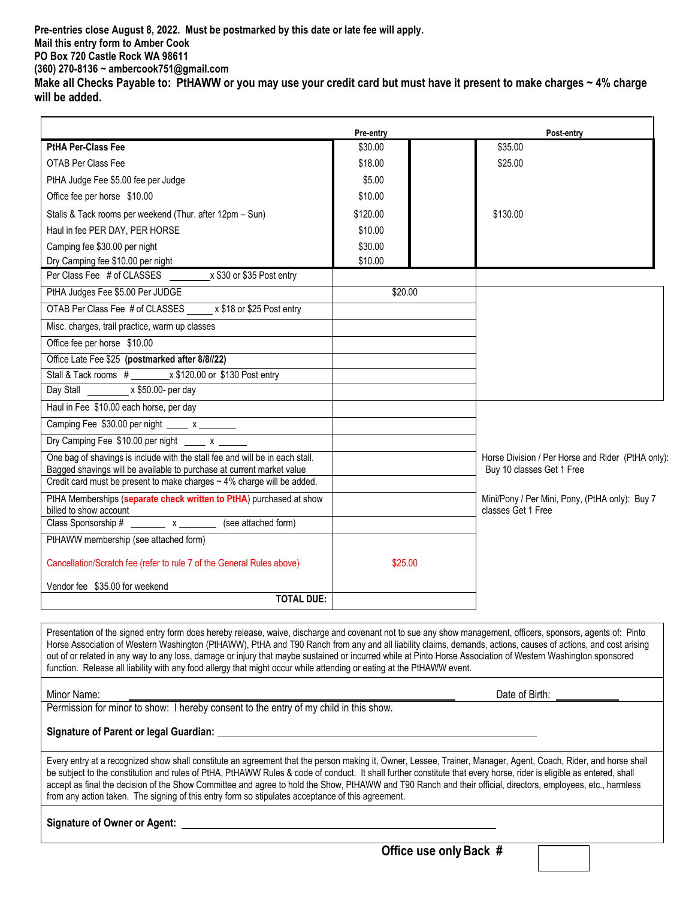**Pre-entries close August 8, 2022. Must be postmarked by this date or late fee will apply.**
**Mail this entry form to Amber Cook**
**PO Box 720 Castle Rock WA 98611**
**(360) 270-8136 ~ ambercook751@gmail.com**
**Make all Checks Payable to: PtHAWW or you may use your credit card but must have it present to make charges ~ 4% charge will be added.**

| | Pre-entry | | Post-entry |
|---|---|---|---|
| **PtHA Per-Class Fee** | $30.00 | | $35.00 |
| OTAB Per Class Fee | $18.00 | | $25.00 |
| PtHA Judge Fee $5.00 fee per Judge | $5.00 | | |
| Office fee per horse $10.00 | $10.00 | | |
| Stalls & Tack rooms per weekend (Thur. after 12pm – Sun) | $120.00 | | $130.00 |
| Haul in fee PER DAY, PER HORSE | $10.00 | | |
| Camping fee $30.00 per night | $30.00 | | |
| Dry Camping fee $10.00 per night | $10.00 | | |

| Item | Amount | |
|---|---|---|
| Per Class Fee # of CLASSES ________x $30 or $35 Post entry | | |
| PtHA Judges Fee $5.00 Per JUDGE | $20.00 | |
| OTAB Per Class Fee # of CLASSES _____ x $18 or $25 Post entry | | |
| Misc. charges, trail practice, warm up classes | | |
| Office fee per horse $10.00 | | |
| Office Late Fee $25 **(postmarked after 8/8//22)** | | |
| Stall & Tack rooms # ________x $120.00 or $130 Post entry | | |
| Day Stall ________ x $50.00- per day | | |
| Haul in Fee $10.00 each horse, per day | | |
| Camping Fee $30.00 per night _____ x _______ | | |
| Dry Camping Fee $10.00 per night _____ x _____ | | |
| One bag of shavings is include with the stall fee and will be in each stall. Bagged shavings will be available to purchase at current market value | | Horse Division / Per Horse and Rider (PtHA only): Buy 10 classes Get 1 Free |
| Credit card must be present to make charges ~ 4% charge will be added. | | |
| PtHA Memberships (**separate check written to PtHA**) purchased at show billed to show account | | Mini/Pony / Per Mini, Pony, (PtHA only): Buy 7 classes Get 1 Free |
| Class Sponsorship # _______ x _______ (see attached form) | | |
| PtHAWW membership (see attached form) | | |
| Cancellation/Scratch fee (refer to rule 7 of the General Rules above) | $25.00 | |
| Vendor fee $35.00 for weekend | | |
| **TOTAL DUE:** | | |

Presentation of the signed entry form does hereby release, waive, discharge and covenant not to sue any show management, officers, sponsors, agents of: Pinto Horse Association of Western Washington (PtHAWW), PtHA and T90 Ranch from any and all liability claims, demands, actions, causes of actions, and cost arising out of or related in any way to any loss, damage or injury that maybe sustained or incurred while at Pinto Horse Association of Western Washington sponsored function. Release all liability with any food allergy that might occur while attending or eating at the PtHAWW event.

Minor Name: ______________________________________ Date of Birth: ____________

Permission for minor to show: I hereby consent to the entry of my child in this show.

**Signature of Parent or legal Guardian:** ______________________________________

Every entry at a recognized show shall constitute an agreement that the person making it, Owner, Lessee, Trainer, Manager, Agent, Coach, Rider, and horse shall be subject to the constitution and rules of PtHA, PtHAWW Rules & code of conduct. It shall further constitute that every horse, rider is eligible as entered, shall accept as final the decision of the Show Committee and agree to hold the Show, PtHAWW and T90 Ranch and their official, directors, employees, etc., harmless from any action taken. The signing of this entry form so stipulates acceptance of this agreement.

**Signature of Owner or Agent:** ______________________________________

**Office use only Back #** ______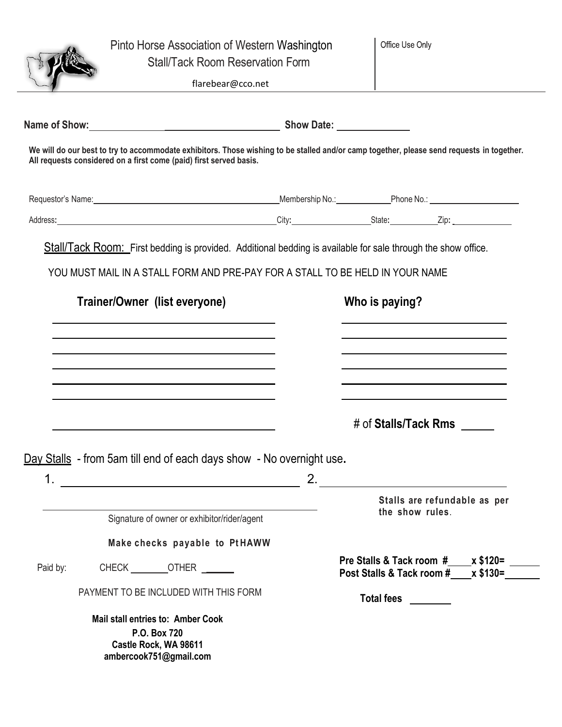# Pinto Horse Association of Western Washington
## Stall/Tack Room Reservation Form

flarebear@cco.net

Office Use Only

**Name of Show:** ____________________________________ **Show Date:** ______________

**We will do our best to try to accommodate exhibitors. Those wishing to be stalled and/or camp together, please send requests in together. All requests considered on a first come (paid) first served basis.**

Requestor's Name: ______________________________________ Membership No.: ____________ Phone No.: ____________________

Address: ______________________________________________ City: __________________ State: ___________ Zip: ______________

Stall/Tack Room: First bedding is provided. Additional bedding is available for sale through the show office.

YOU MUST MAIL IN A STALL FORM AND PRE-PAY FOR A STALL TO BE HELD IN YOUR NAME

| **Trainer/Owner (list everyone)** | **Who is paying?** |
| --- | --- |
| | |
| | |
| | |
| | |
| | |
| | |
| | # of **Stalls/Tack Rms** _____ |

Day Stalls - from 5am till end of each days show - No overnight use**.**

1. ______________________________________ 2. ______________________________________

______________________________________
Signature of owner or exhibitor/rider/agent

**Stalls are refundable as per the show rules.**

**Make checks payable to PtHAWW**

Paid by: CHECK ________ OTHER ______

PAYMENT TO BE INCLUDED WITH THIS FORM

**Pre Stalls & Tack room #____x $120=** ______
**Post Stalls & Tack room #____x $130=** ______

**Total fees** ________

**Mail stall entries to: Amber Cook**
**P.O. Box 720**
**Castle Rock, WA 98611**
**ambercook751@gmail.com**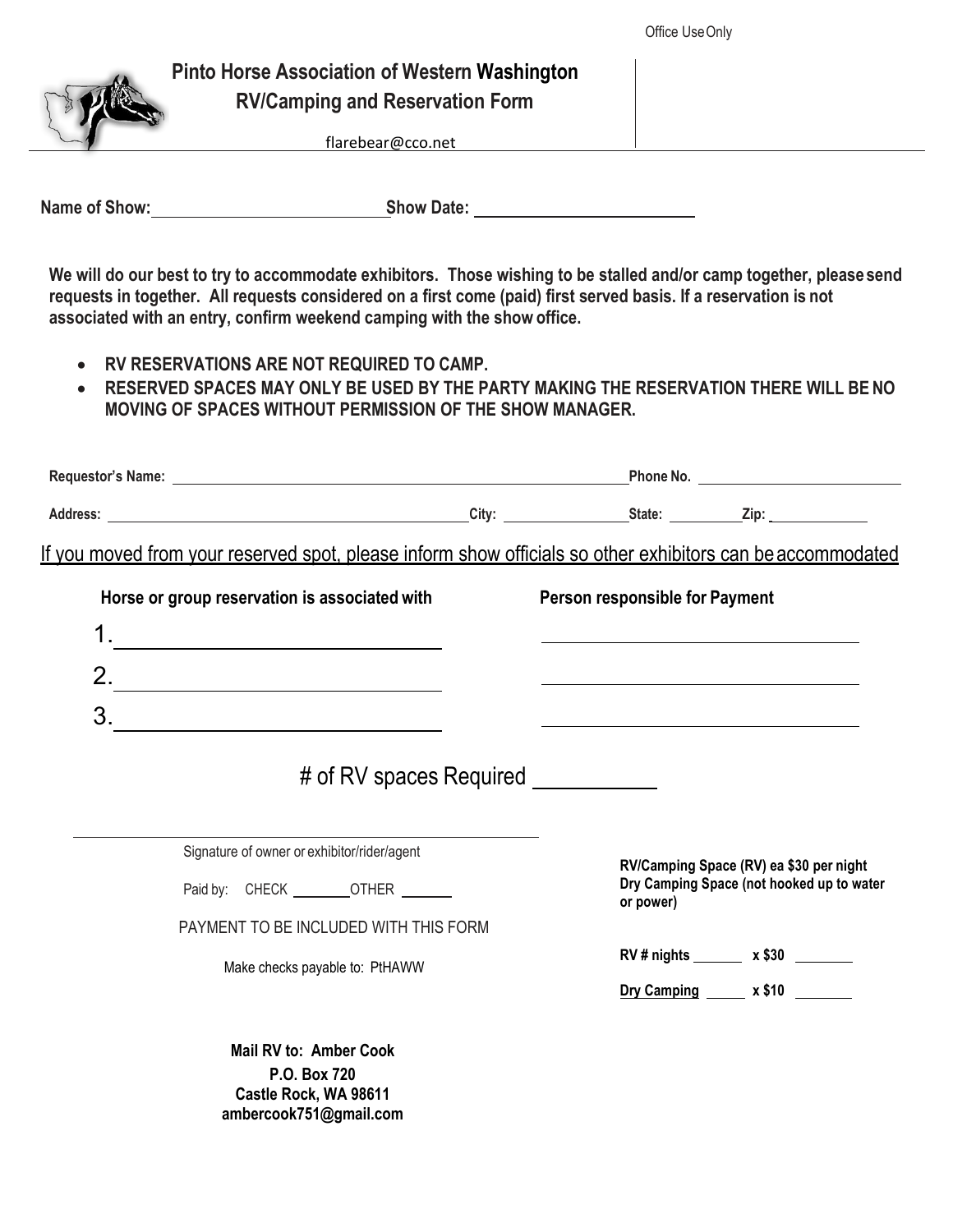Office Use Only

# Pinto Horse Association of Western Washington

## RV/Camping and Reservation Form

flarebear@cco.net

**Name of Show:** ______________________ **Show Date:** ______________________

**We will do our best to try to accommodate exhibitors. Those wishing to be stalled and/or camp together, please send requests in together. All requests considered on a first come (paid) first served basis. If a reservation is not associated with an entry, confirm weekend camping with the show office.**

- **RV RESERVATIONS ARE NOT REQUIRED TO CAMP.**
- **RESERVED SPACES MAY ONLY BE USED BY THE PARTY MAKING THE RESERVATION THERE WILL BE NO MOVING OF SPACES WITHOUT PERMISSION OF THE SHOW MANAGER.**

**Requestor's Name:** ______________________ **Phone No.** ______________________

**Address:** ______________________ **City:** ____________ **State:** ________ **Zip:** ________

<u>If you moved from your reserved spot, please inform show officials so other exhibitors can be accommodated</u>

| Horse or group reservation is associated with | Person responsible for Payment |
|---|---|
| 1. ______________________ | ______________________ |
| 2. ______________________ | ______________________ |
| 3. ______________________ | ______________________ |

# of RV spaces Required __________

______________________________
Signature of owner or exhibitor/rider/agent

Paid by: CHECK ________ OTHER ______

PAYMENT TO BE INCLUDED WITH THIS FORM

Make checks payable to: PtHAWW

**RV/Camping Space (RV) ea $30 per night**
**Dry Camping Space (not hooked up to water or power)**

**RV # nights** ______ **x $30** ______

**<u>Dry Camping</u>** ______ **x $10** ______

**Mail RV to: Amber Cook**
**P.O. Box 720**
**Castle Rock, WA 98611**
**ambercook751@gmail.com**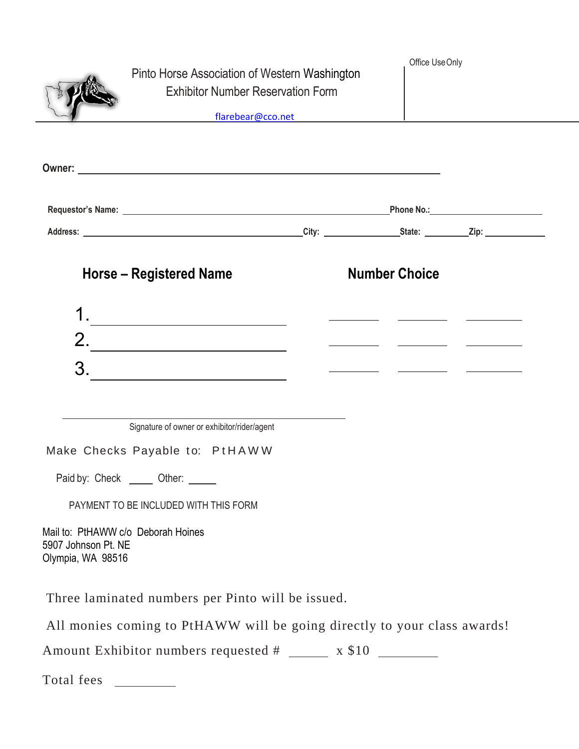# Pinto Horse Association of Western Washington

## Exhibitor Number Reservation Form

flarebear@cco.net

Office Use Only

**Owner:** ______________________________________________

**Requestor's Name:** ______________________________ **Phone No.:** ______________

**Address:** ______________________ **City:** __________ **State:** ______ **Zip:** ________

| Horse – Registered Name | Number Choice | | |
|---|---|---|---|
| 1. ____________________ | ______ | ______ | ______ |
| 2. ____________________ | ______ | ______ | ______ |
| 3. ____________________ | ______ | ______ | ______ |

______________________________________
Signature of owner or exhibitor/rider/agent

Make Checks Payable to: PtHAWW

Paid by: Check ____ Other: ____

PAYMENT TO BE INCLUDED WITH THIS FORM

Mail to: PtHAWW c/o Deborah Hoines
5907 Johnson Pt. NE
Olympia, WA 98516

Three laminated numbers per Pinto will be issued.

All monies coming to PtHAWW will be going directly to your class awards!

Amount Exhibitor numbers requested # ______ x $10 ________

Total fees ________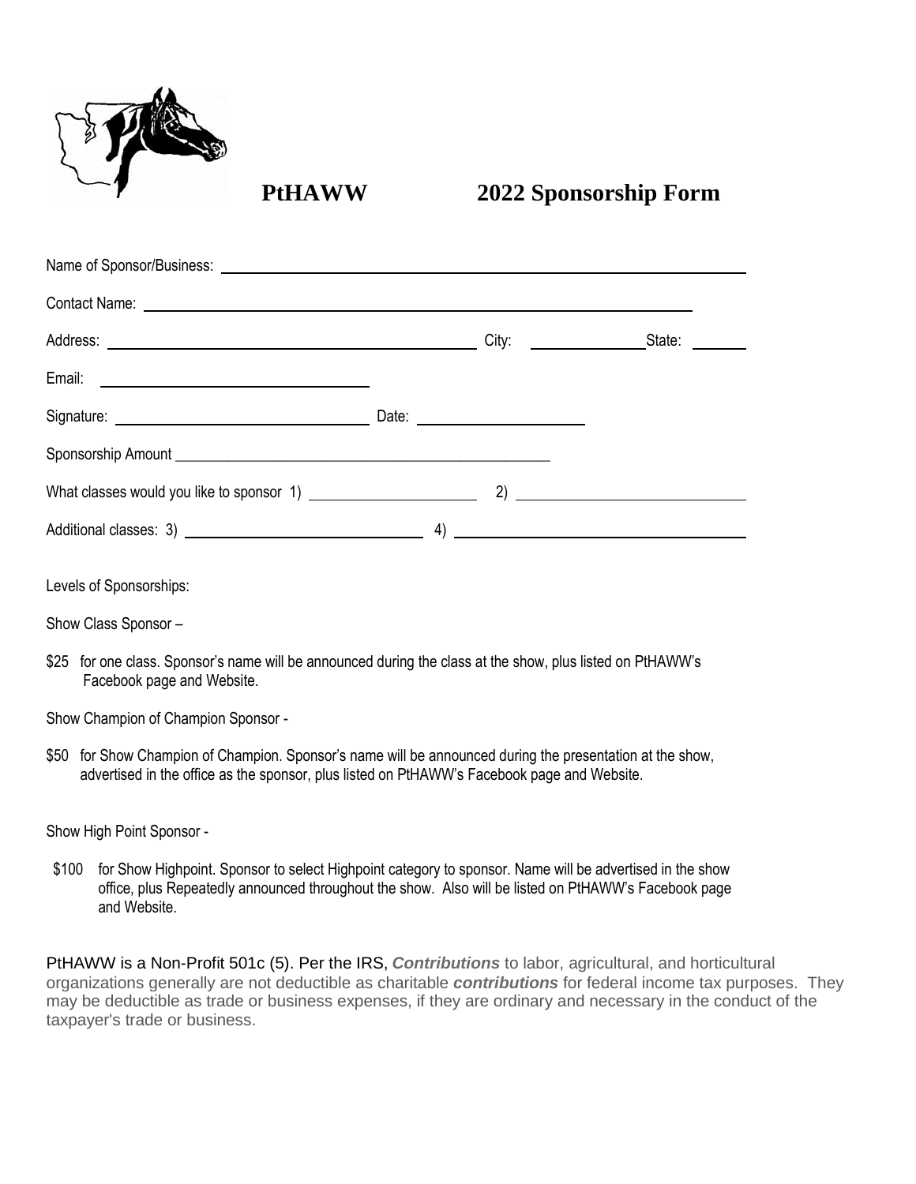# PtHAWW 2022 Sponsorship Form

Name of Sponsor/Business: ______________________________________________

Contact Name: ______________________________________________

Address: ______________________________ City: ______________ State: ______

Email: ______________________________

Signature: ______________________________ Date: ____________________

Sponsorship Amount ______________________________________________

What classes would you like to sponsor 1) ____________________ 2) ____________________

Additional classes: 3) ____________________ 4) ____________________

Levels of Sponsorships:

Show Class Sponsor –

$25 for one class. Sponsor's name will be announced during the class at the show, plus listed on PtHAWW's Facebook page and Website.

Show Champion of Champion Sponsor -

$50 for Show Champion of Champion. Sponsor's name will be announced during the presentation at the show, advertised in the office as the sponsor, plus listed on PtHAWW's Facebook page and Website.

Show High Point Sponsor -

$100 for Show Highpoint. Sponsor to select Highpoint category to sponsor. Name will be advertised in the show office, plus Repeatedly announced throughout the show. Also will be listed on PtHAWW's Facebook page and Website.

PtHAWW is a Non-Profit 501c (5). Per the IRS, ***Contributions*** to labor, agricultural, and horticultural organizations generally are not deductible as charitable ***contributions*** for federal income tax purposes. They may be deductible as trade or business expenses, if they are ordinary and necessary in the conduct of the taxpayer's trade or business.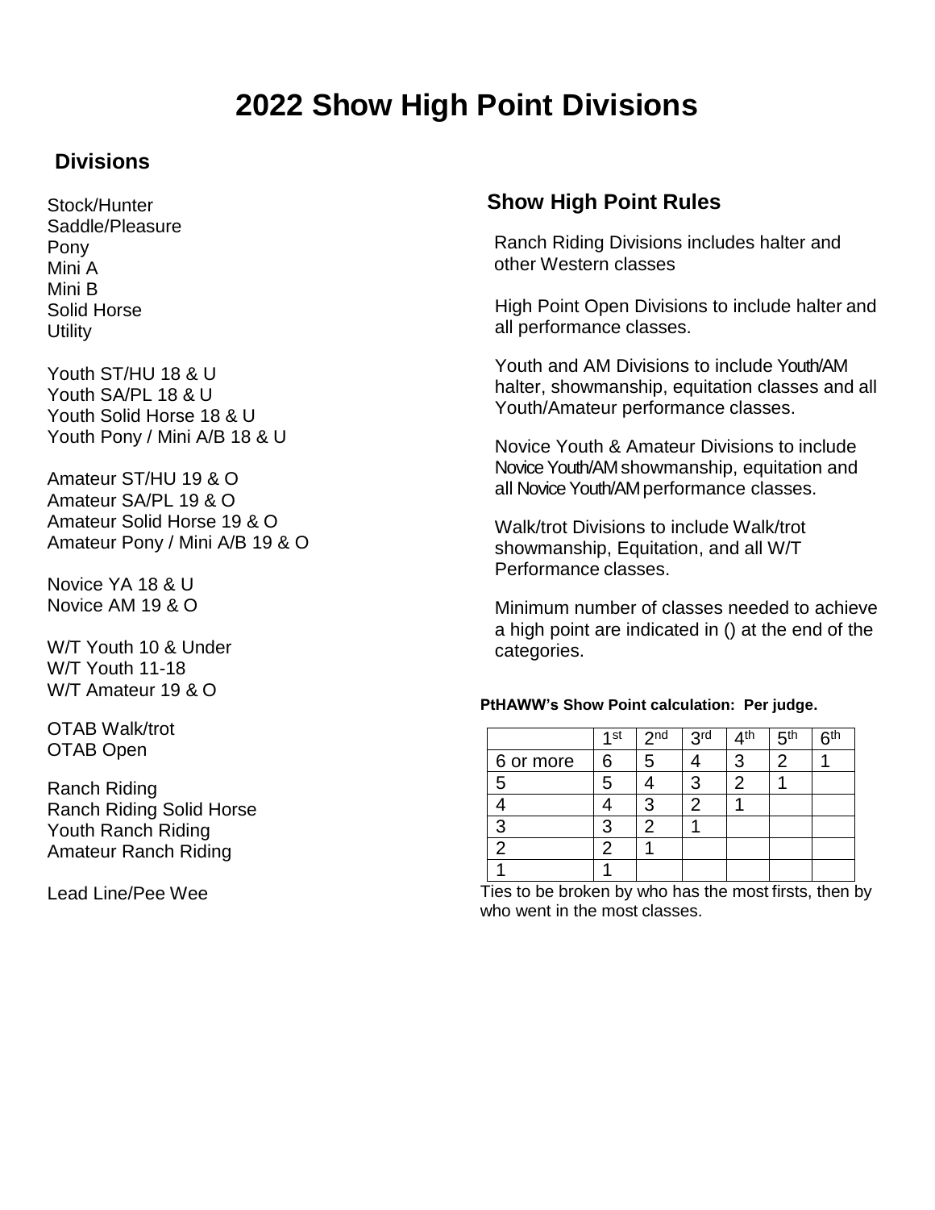# 2022 Show High Point Divisions

## Divisions

Stock/Hunter
Saddle/Pleasure
Pony
Mini A
Mini B
Solid Horse
Utility

Youth ST/HU 18 & U
Youth SA/PL 18 & U
Youth Solid Horse 18 & U
Youth Pony / Mini A/B 18 & U

Amateur ST/HU 19 & O
Amateur SA/PL 19 & O
Amateur Solid Horse 19 & O
Amateur Pony / Mini A/B 19 & O

Novice YA 18 & U
Novice AM 19 & O

W/T Youth 10 & Under
W/T Youth 11-18
W/T Amateur 19 & O

OTAB Walk/trot
OTAB Open

Ranch Riding
Ranch Riding Solid Horse
Youth Ranch Riding
Amateur Ranch Riding

Lead Line/Pee Wee

## Show High Point Rules

Ranch Riding Divisions includes halter and other Western classes

High Point Open Divisions to include halter and all performance classes.

Youth and AM Divisions to include Youth/AM halter, showmanship, equitation classes and all Youth/Amateur performance classes.

Novice Youth & Amateur Divisions to include Novice Youth/AM showmanship, equitation and all Novice Youth/AM performance classes.

Walk/trot Divisions to include Walk/trot showmanship, Equitation, and all W/T Performance classes.

Minimum number of classes needed to achieve a high point are indicated in () at the end of the categories.

**PtHAWW's Show Point calculation: Per judge.**

| | 1st | 2nd | 3rd | 4th | 5th | 6th |
|---|---|---|---|---|---|---|
| 6 or more | 6 | 5 | 4 | 3 | 2 | 1 |
| 5 | 5 | 4 | 3 | 2 | 1 | |
| 4 | 4 | 3 | 2 | 1 | | |
| 3 | 3 | 2 | 1 | | | |
| 2 | 2 | 1 | | | | |
| 1 | 1 | | | | | |

Ties to be broken by who has the most firsts, then by who went in the most classes.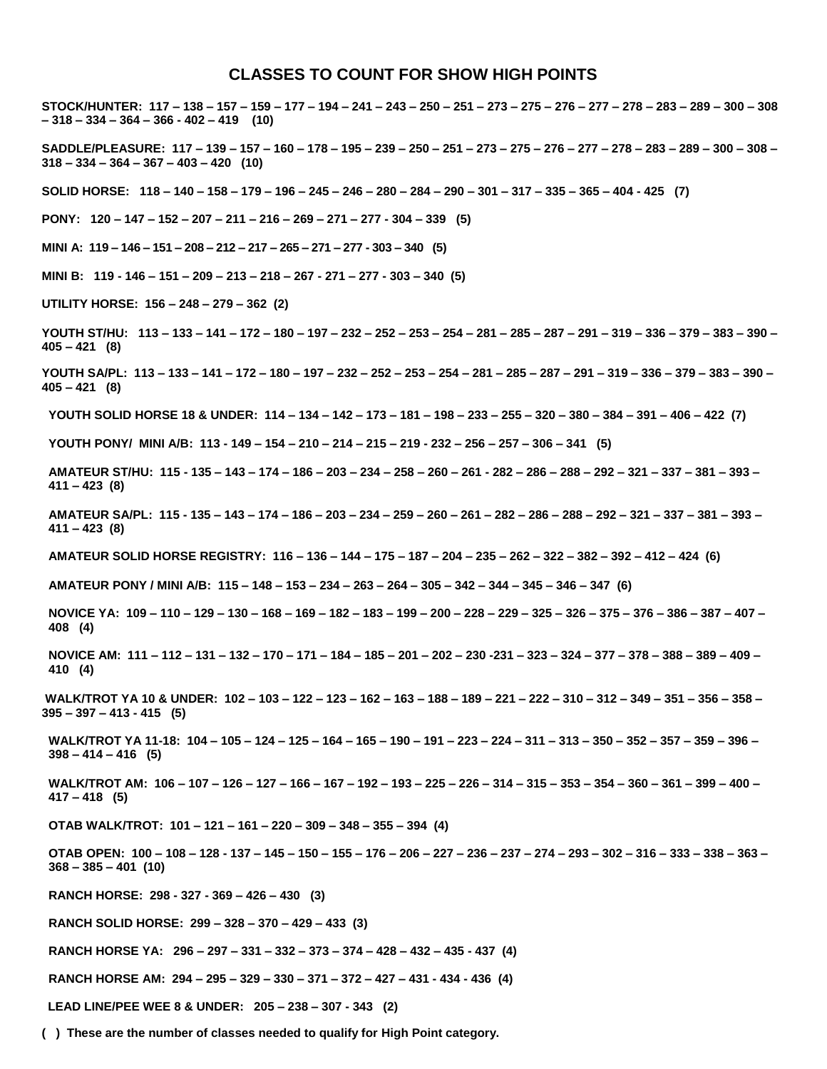# CLASSES TO COUNT FOR SHOW HIGH POINTS

**STOCK/HUNTER: 117 – 138 – 157 – 159 – 177 – 194 – 241 – 243 – 250 – 251 – 273 – 275 – 276 – 277 – 278 – 283 – 289 – 300 – 308 – 318 – 334 – 364 – 366 - 402 – 419 (10)**

**SADDLE/PLEASURE: 117 – 139 – 157 – 160 – 178 – 195 – 239 – 250 – 251 – 273 – 275 – 276 – 277 – 278 – 283 – 289 – 300 – 308 – 318 – 334 – 364 – 367 – 403 – 420 (10)**

**SOLID HORSE: 118 – 140 – 158 – 179 – 196 – 245 – 246 – 280 – 284 – 290 – 301 – 317 – 335 – 365 – 404 - 425 (7)**

**PONY: 120 – 147 – 152 – 207 – 211 – 216 – 269 – 271 – 277 - 304 – 339 (5)**

**MINI A: 119 – 146 – 151 – 208 – 212 – 217 – 265 – 271 – 277 - 303 – 340 (5)**

**MINI B: 119 - 146 – 151 – 209 – 213 – 218 – 267 - 271 – 277 - 303 – 340 (5)**

**UTILITY HORSE: 156 – 248 – 279 – 362 (2)**

**YOUTH ST/HU: 113 – 133 – 141 – 172 – 180 – 197 – 232 – 252 – 253 – 254 – 281 – 285 – 287 – 291 – 319 – 336 – 379 – 383 – 390 – 405 – 421 (8)**

**YOUTH SA/PL: 113 – 133 – 141 – 172 – 180 – 197 – 232 – 252 – 253 – 254 – 281 – 285 – 287 – 291 – 319 – 336 – 379 – 383 – 390 – 405 – 421 (8)**

**YOUTH SOLID HORSE 18 & UNDER: 114 – 134 – 142 – 173 – 181 – 198 – 233 – 255 – 320 – 380 – 384 – 391 – 406 – 422 (7)**

**YOUTH PONY/ MINI A/B: 113 - 149 – 154 – 210 – 214 – 215 – 219 - 232 – 256 – 257 – 306 – 341 (5)**

**AMATEUR ST/HU: 115 - 135 – 143 – 174 – 186 – 203 – 234 – 258 – 260 – 261 - 282 – 286 – 288 – 292 – 321 – 337 – 381 – 393 – 411 – 423 (8)**

**AMATEUR SA/PL: 115 - 135 – 143 – 174 – 186 – 203 – 234 – 259 – 260 – 261 - 282 – 286 – 288 – 292 – 321 – 337 – 381 – 393 – 411 – 423 (8)**

**AMATEUR SOLID HORSE REGISTRY: 116 – 136 – 144 – 175 – 187 – 204 – 235 – 262 – 322 – 382 – 392 – 412 – 424 (6)**

**AMATEUR PONY / MINI A/B: 115 – 148 – 153 – 234 – 263 – 264 – 305 – 342 – 344 – 345 – 346 – 347 (6)**

**NOVICE YA: 109 – 110 – 129 – 130 – 168 – 169 – 182 – 183 – 199 – 200 – 228 – 229 – 325 – 326 – 375 – 376 – 386 – 387 – 407 – 408 (4)**

**NOVICE AM: 111 – 112 – 131 – 132 – 170 – 171 – 184 – 185 – 201 – 202 – 230 -231 – 323 – 324 – 377 – 378 – 388 – 389 – 409 – 410 (4)**

**WALK/TROT YA 10 & UNDER: 102 – 103 – 122 – 123 – 162 – 163 – 188 – 189 – 221 – 222 – 310 – 312 – 349 – 351 – 356 – 358 – 395 – 397 – 413 - 415 (5)**

**WALK/TROT YA 11-18: 104 – 105 – 124 – 125 – 164 – 165 – 190 – 191 – 223 – 224 – 311 – 313 – 350 – 352 – 357 – 359 – 396 – 398 – 414 – 416 (5)**

**WALK/TROT AM: 106 – 107 – 126 – 127 – 166 – 167 – 192 – 193 – 225 – 226 – 314 – 315 – 353 – 354 – 360 – 361 – 399 – 400 – 417 – 418 (5)**

**OTAB WALK/TROT: 101 – 121 – 161 – 220 – 309 – 348 – 355 – 394 (4)**

**OTAB OPEN: 100 – 108 – 128 - 137 – 145 – 150 – 155 – 176 – 206 – 227 – 236 – 237 – 274 – 293 – 302 – 316 – 333 – 338 – 363 – 368 – 385 – 401 (10)**

**RANCH HORSE: 298 - 327 - 369 – 426 – 430 (3)**

**RANCH SOLID HORSE: 299 – 328 – 370 – 429 – 433 (3)**

**RANCH HORSE YA: 296 – 297 – 331 – 332 – 373 – 374 – 428 – 432 – 435 - 437 (4)**

**RANCH HORSE AM: 294 – 295 – 329 – 330 – 371 – 372 – 427 – 431 - 434 - 436 (4)**

**LEAD LINE/PEE WEE 8 & UNDER: 205 – 238 – 307 - 343 (2)**

**( ) These are the number of classes needed to qualify for High Point category.**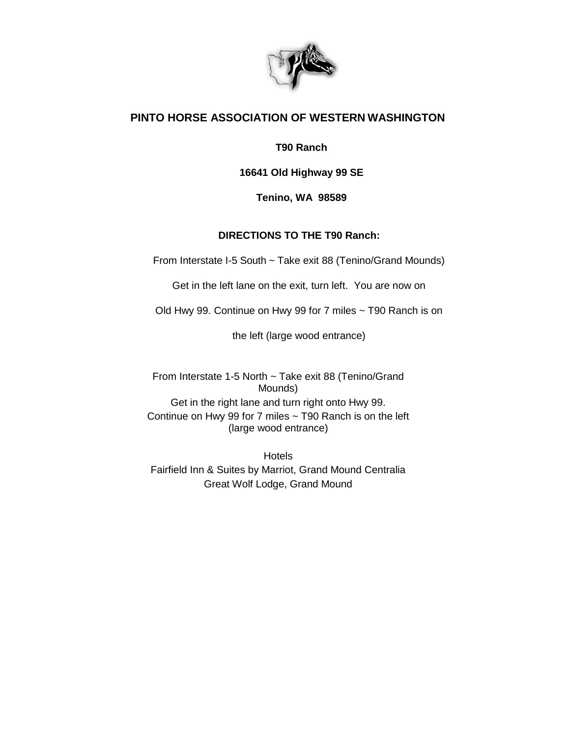## PINTO HORSE ASSOCIATION OF WESTERN WASHINGTON

**T90 Ranch**

**16641 Old Highway 99 SE**

**Tenino, WA 98589**

**DIRECTIONS TO THE T90 Ranch:**

From Interstate I-5 South ~ Take exit 88 (Tenino/Grand Mounds)

Get in the left lane on the exit, turn left. You are now on

Old Hwy 99. Continue on Hwy 99 for 7 miles ~ T90 Ranch is on

the left (large wood entrance)

From Interstate 1-5 North ~ Take exit 88 (Tenino/Grand Mounds)
Get in the right lane and turn right onto Hwy 99.
Continue on Hwy 99 for 7 miles ~ T90 Ranch is on the left (large wood entrance)

Hotels
Fairfield Inn & Suites by Marriot, Grand Mound Centralia
Great Wolf Lodge, Grand Mound